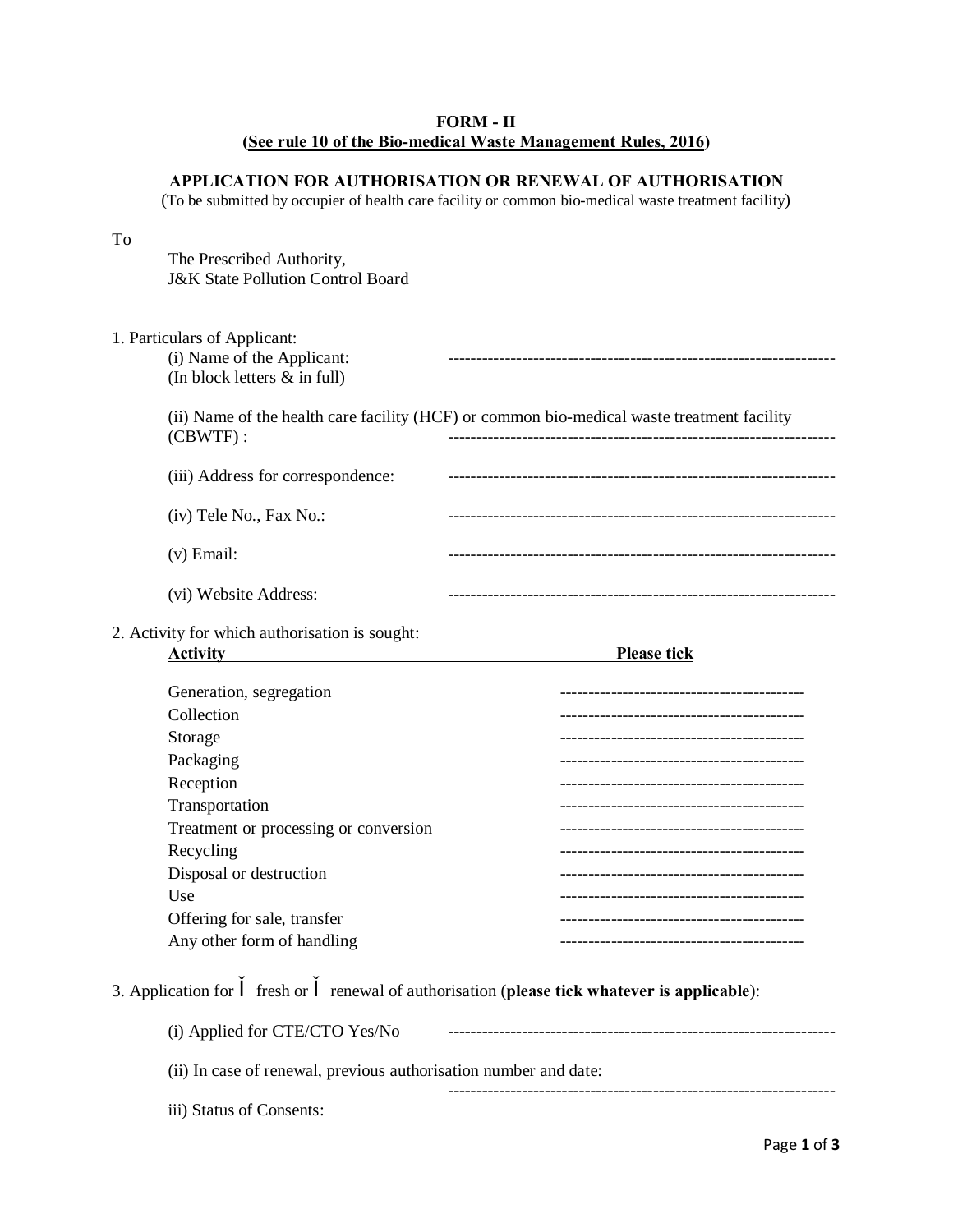**FORM - II**
**(See rule 10 of the Bio-medical Waste Management Rules, 2016)**

**APPLICATION FOR AUTHORISATION OR RENEWAL OF AUTHORISATION**
(To be submitted by occupier of health care facility or common bio-medical waste treatment facility)

To

The Prescribed Authority,
J&K State Pollution Control Board

1. Particulars of Applicant:

   (i) Name of the Applicant: -------------------------------------------------------------------
   (In block letters & in full)

   (ii) Name of the health care facility (HCF) or common bio-medical waste treatment facility (CBWTF) : -------------------------------------------------------------------

   (iii) Address for correspondence: -------------------------------------------------------------------

   (iv) Tele No., Fax No.: -------------------------------------------------------------------

   (v) Email: -------------------------------------------------------------------

   (vi) Website Address: -------------------------------------------------------------------

2. Activity for which authorisation is sought:

| Activity | Please tick |
|---|---|
| Generation, segregation | ------------------------------------------ |
| Collection | ------------------------------------------ |
| Storage | ------------------------------------------ |
| Packaging | ------------------------------------------ |
| Reception | ------------------------------------------ |
| Transportation | ------------------------------------------ |
| Treatment or processing or conversion | ------------------------------------------ |
| Recycling | ------------------------------------------ |
| Disposal or destruction | ------------------------------------------ |
| Use | ------------------------------------------ |
| Offering for sale, transfer | ------------------------------------------ |
| Any other form of handling | ------------------------------------------ |

3. Application for Ǐ fresh or Ǐ renewal of authorisation (**please tick whatever is applicable**):

   (i) Applied for CTE/CTO Yes/No -------------------------------------------------------------------

   (ii) In case of renewal, previous authorisation number and date:
   -------------------------------------------------------------------

   iii) Status of Consents: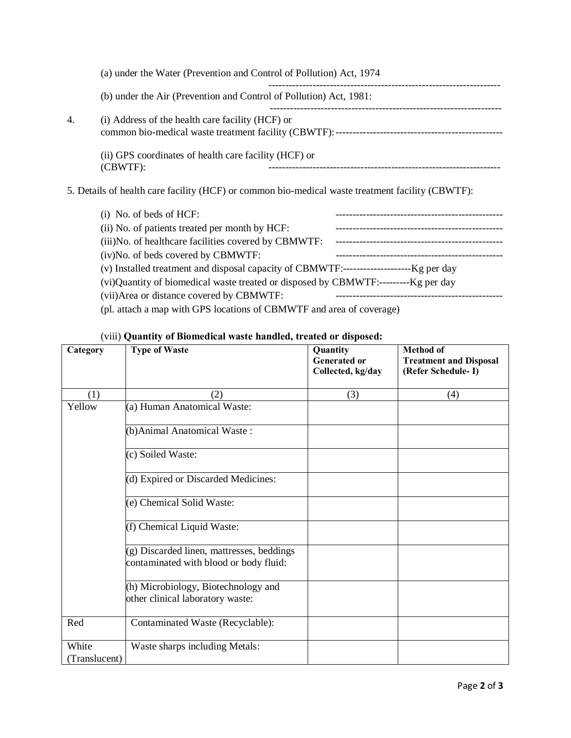(a) under the Water (Prevention and Control of Pollution) Act, 1974 ---------------------------------------------------------------------

(b) under the Air (Prevention and Control of Pollution) Act, 1981: --------------------------------------------------------------------

4. (i) Address of the health care facility (HCF) or common bio-medical waste treatment facility (CBWTF): -------------------------------------------------

(ii) GPS coordinates of health care facility (HCF) or (CBWTF): --------------------------------------------------------------------

5. Details of health care facility (HCF) or common bio-medical waste treatment facility (CBWTF):

(i) No. of beds of HCF: -------------------------------------------------

(ii) No. of patients treated per month by HCF: -------------------------------------------------

(iii)No. of healthcare facilities covered by CBMWTF: -------------------------------------------------

(iv)No. of beds covered by CBMWTF: -------------------------------------------------

(v) Installed treatment and disposal capacity of CBMWTF:---------------------Kg per day

(vi)Quantity of biomedical waste treated or disposed by CBMWTF:---------Kg per day

(vii)Area or distance covered by CBMWTF: -------------------------------------------------

(pl. attach a map with GPS locations of CBMWTF and area of coverage)

(viii) **Quantity of Biomedical waste handled, treated or disposed:**

| **Category** | **Type of Waste** | **Quantity Generated or Collected, kg/day** | **Method of Treatment and Disposal (Refer Schedule- I)** |
|---|---|---|---|
| (1) | (2) | (3) | (4) |
| Yellow | (a) Human Anatomical Waste: | | |
| | (b)Animal Anatomical Waste : | | |
| | (c) Soiled Waste: | | |
| | (d) Expired or Discarded Medicines: | | |
| | (e) Chemical Solid Waste: | | |
| | (f) Chemical Liquid Waste: | | |
| | (g) Discarded linen, mattresses, beddings contaminated with blood or body fluid: | | |
| | (h) Microbiology, Biotechnology and other clinical laboratory waste: | | |
| Red | Contaminated Waste (Recyclable): | | |
| White (Translucent) | Waste sharps including Metals: | | |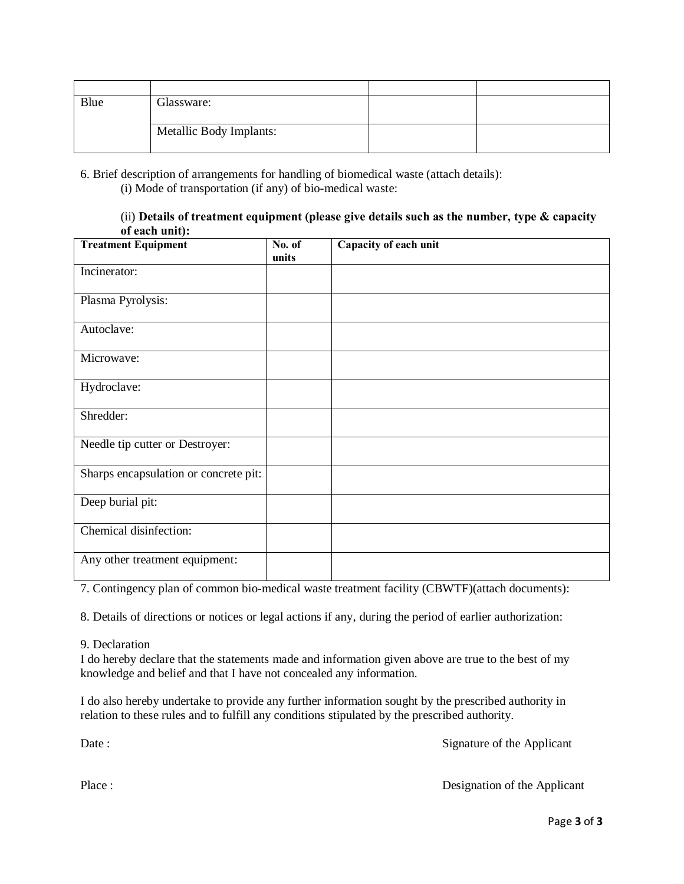| | | | |
|---|---|---|---|
| | | | |
| Blue | Glassware: | | |
| | Metallic Body Implants: | | |

6. Brief description of arrangements for handling of biomedical waste (attach details):

(i) Mode of transportation (if any) of bio-medical waste:

(ii) **Details of treatment equipment (please give details such as the number, type & capacity of each unit):**

| Treatment Equipment | No. of units | Capacity of each unit |
|---|---|---|
| Incinerator: | | |
| Plasma Pyrolysis: | | |
| Autoclave: | | |
| Microwave: | | |
| Hydroclave: | | |
| Shredder: | | |
| Needle tip cutter or Destroyer: | | |
| Sharps encapsulation or concrete pit: | | |
| Deep burial pit: | | |
| Chemical disinfection: | | |
| Any other treatment equipment: | | |

7. Contingency plan of common bio-medical waste treatment facility (CBWTF)(attach documents):

8. Details of directions or notices or legal actions if any, during the period of earlier authorization:

9. Declaration

I do hereby declare that the statements made and information given above are true to the best of my knowledge and belief and that I have not concealed any information.

I do also hereby undertake to provide any further information sought by the prescribed authority in relation to these rules and to fulfill any conditions stipulated by the prescribed authority.

Date : Signature of the Applicant

Place : Designation of the Applicant